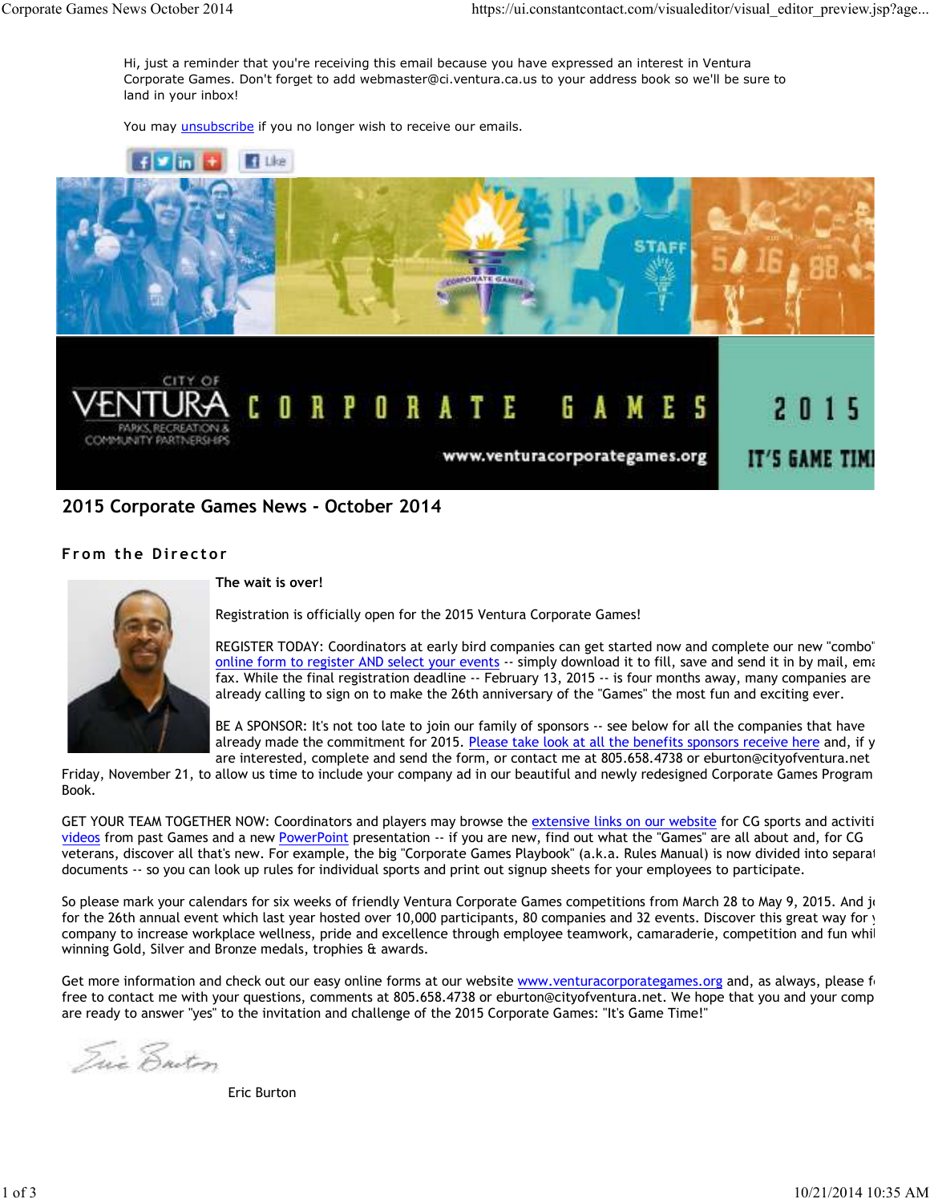Hi, just a reminder that you're receiving this email because you have expressed an interest in Ventura Corporate Games. Don't forget to add webmaster@ci.ventura.ca.us to your address book so we'll be sure to land in your inbox!

You may unsubscribe if you no longer wish to receive our emails.

CITY OF VENTURA PARKS, RECREATION & COMMUNITY PARTNERSHIPS — CORPORATE GAMES 2015 — www.venturacorporategames.org — IT'S GAME TIM

## 2015 Corporate Games News - October 2014

### From the Director

**The wait is over!**

Registration is officially open for the 2015 Ventura Corporate Games!

REGISTER TODAY: Coordinators at early bird companies can get started now and complete our new "combo" online form to register AND select your events -- simply download it to fill, save and send it in by mail, ema fax. While the final registration deadline -- February 13, 2015 -- is four months away, many companies are already calling to sign on to make the 26th anniversary of the "Games" the most fun and exciting ever.

BE A SPONSOR: It's not too late to join our family of sponsors -- see below for all the companies that have already made the commitment for 2015. Please take look at all the benefits sponsors receive here and, if y are interested, complete and send the form, or contact me at 805.658.4738 or eburton@cityofventura.net Friday, November 21, to allow us time to include your company ad in our beautiful and newly redesigned Corporate Games Program Book.

GET YOUR TEAM TOGETHER NOW: Coordinators and players may browse the extensive links on our website for CG sports and activiti videos from past Games and a new PowerPoint presentation -- if you are new, find out what the "Games" are all about and, for CG veterans, discover all that's new. For example, the big "Corporate Games Playbook" (a.k.a. Rules Manual) is now divided into separat documents -- so you can look up rules for individual sports and print out signup sheets for your employees to participate.

So please mark your calendars for six weeks of friendly Ventura Corporate Games competitions from March 28 to May 9, 2015. And j for the 26th annual event which last year hosted over 10,000 participants, 80 companies and 32 events. Discover this great way for y company to increase workplace wellness, pride and excellence through employee teamwork, camaraderie, competition and fun whil winning Gold, Silver and Bronze medals, trophies & awards.

Get more information and check out our easy online forms at our website www.venturacorporategames.org and, as always, please f free to contact me with your questions, comments at 805.658.4738 or eburton@cityofventura.net. We hope that you and your comp are ready to answer "yes" to the invitation and challenge of the 2015 Corporate Games: "It's Game Time!"

Eric Burton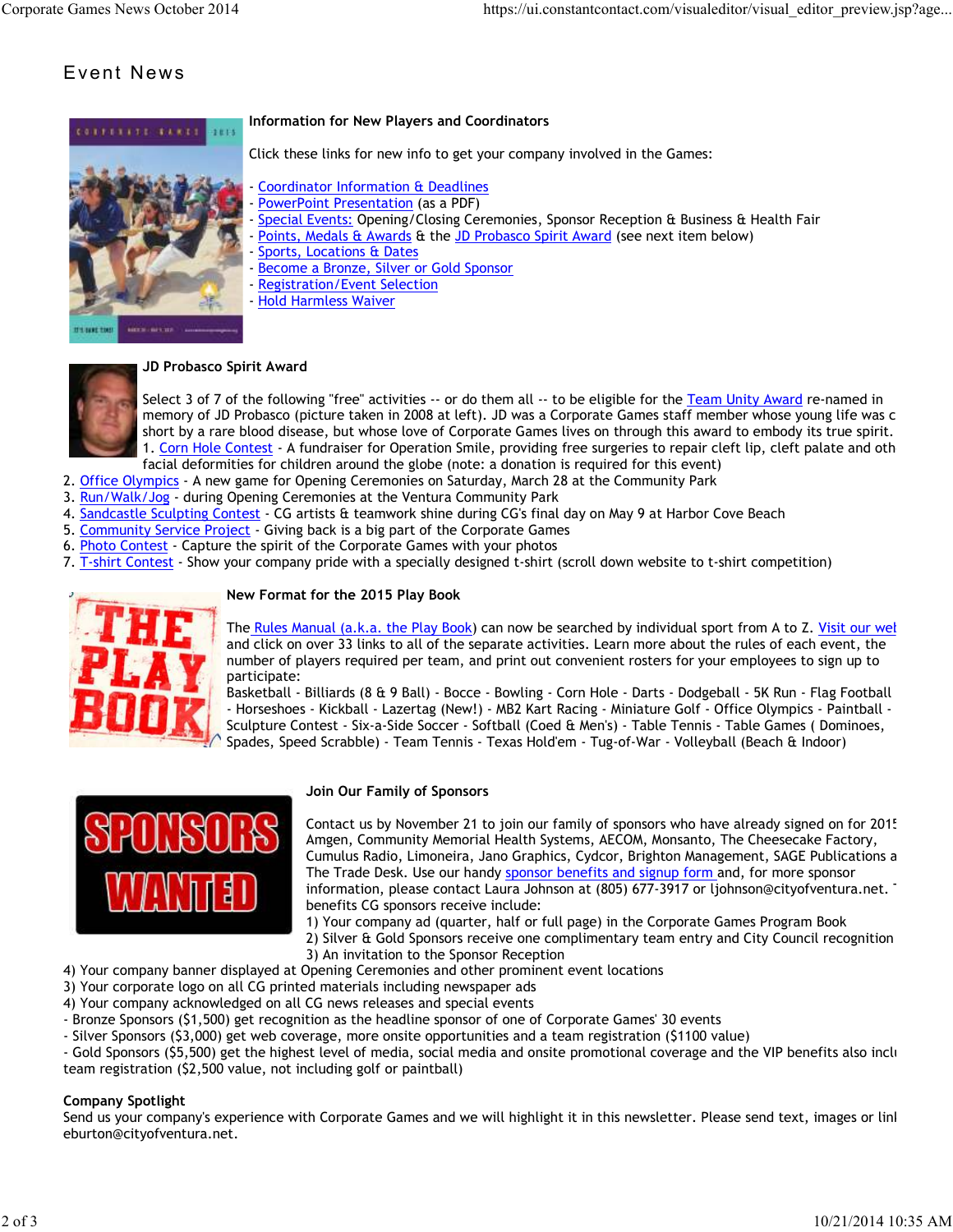# Event News

**Information for New Players and Coordinators**

Click these links for new info to get your company involved in the Games:

- Coordinator Information & Deadlines
- PowerPoint Presentation (as a PDF)
- Special Events: Opening/Closing Ceremonies, Sponsor Reception & Business & Health Fair
- Points, Medals & Awards & the JD Probasco Spirit Award (see next item below)
- Sports, Locations & Dates
- Become a Bronze, Silver or Gold Sponsor
- Registration/Event Selection
- Hold Harmless Waiver

**JD Probasco Spirit Award**

Select 3 of 7 of the following "free" activities -- or do them all -- to be eligible for the Team Unity Award re-named in memory of JD Probasco (picture taken in 2008 at left). JD was a Corporate Games staff member whose young life was c short by a rare blood disease, but whose love of Corporate Games lives on through this award to embody its true spirit.

1. Corn Hole Contest - A fundraiser for Operation Smile, providing free surgeries to repair cleft lip, cleft palate and oth facial deformities for children around the globe (note: a donation is required for this event)
2. Office Olympics - A new game for Opening Ceremonies on Saturday, March 28 at the Community Park
3. Run/Walk/Jog - during Opening Ceremonies at the Ventura Community Park
4. Sandcastle Sculpting Contest - CG artists & teamwork shine during CG's final day on May 9 at Harbor Cove Beach
5. Community Service Project - Giving back is a big part of the Corporate Games
6. Photo Contest - Capture the spirit of the Corporate Games with your photos
7. T-shirt Contest - Show your company pride with a specially designed t-shirt (scroll down website to t-shirt competition)

**New Format for the 2015 Play Book**

The Rules Manual (a.k.a. the Play Book) can now be searched by individual sport from A to Z. Visit our wel and click on over 33 links to all of the separate activities. Learn more about the rules of each event, the number of players required per team, and print out convenient rosters for your employees to sign up to participate:
Basketball - Billiards (8 & 9 Ball) - Bocce - Bowling - Corn Hole - Darts - Dodgeball - 5K Run - Flag Football - Horseshoes - Kickball - Lazertag (New!) - MB2 Kart Racing - Miniature Golf - Office Olympics - Paintball - Sculpture Contest - Six-a-Side Soccer - Softball (Coed & Men's) - Table Tennis - Table Games ( Dominoes, Spades, Speed Scrabble) - Team Tennis - Texas Hold'em - Tug-of-War - Volleyball (Beach & Indoor)

**Join Our Family of Sponsors**

Contact us by November 21 to join our family of sponsors who have already signed on for 201 Amgen, Community Memorial Health Systems, AECOM, Monsanto, The Cheesecake Factory, Cumulus Radio, Limoneira, Jano Graphics, Cydcor, Brighton Management, SAGE Publications a The Trade Desk. Use our handy sponsor benefits and signup form and, for more sponsor information, please contact Laura Johnson at (805) 677-3917 or ljohnson@cityofventura.net. benefits CG sponsors receive include:

1) Your company ad (quarter, half or full page) in the Corporate Games Program Book
2) Silver & Gold Sponsors receive one complimentary team entry and City Council recognition
3) An invitation to the Sponsor Reception
4) Your company banner displayed at Opening Ceremonies and other prominent event locations
3) Your corporate logo on all CG printed materials including newspaper ads
4) Your company acknowledged on all CG news releases and special events

- Bronze Sponsors ($1,500) get recognition as the headline sponsor of one of Corporate Games' 30 events
- Silver Sponsors ($3,000) get web coverage, more onsite opportunities and a team registration ($1100 value)
- Gold Sponsors ($5,500) get the highest level of media, social media and onsite promotional coverage and the VIP benefits also inclu team registration ($2,500 value, not including golf or paintball)

**Company Spotlight**

Send us your company's experience with Corporate Games and we will highlight it in this newsletter. Please send text, images or linl eburton@cityofventura.net.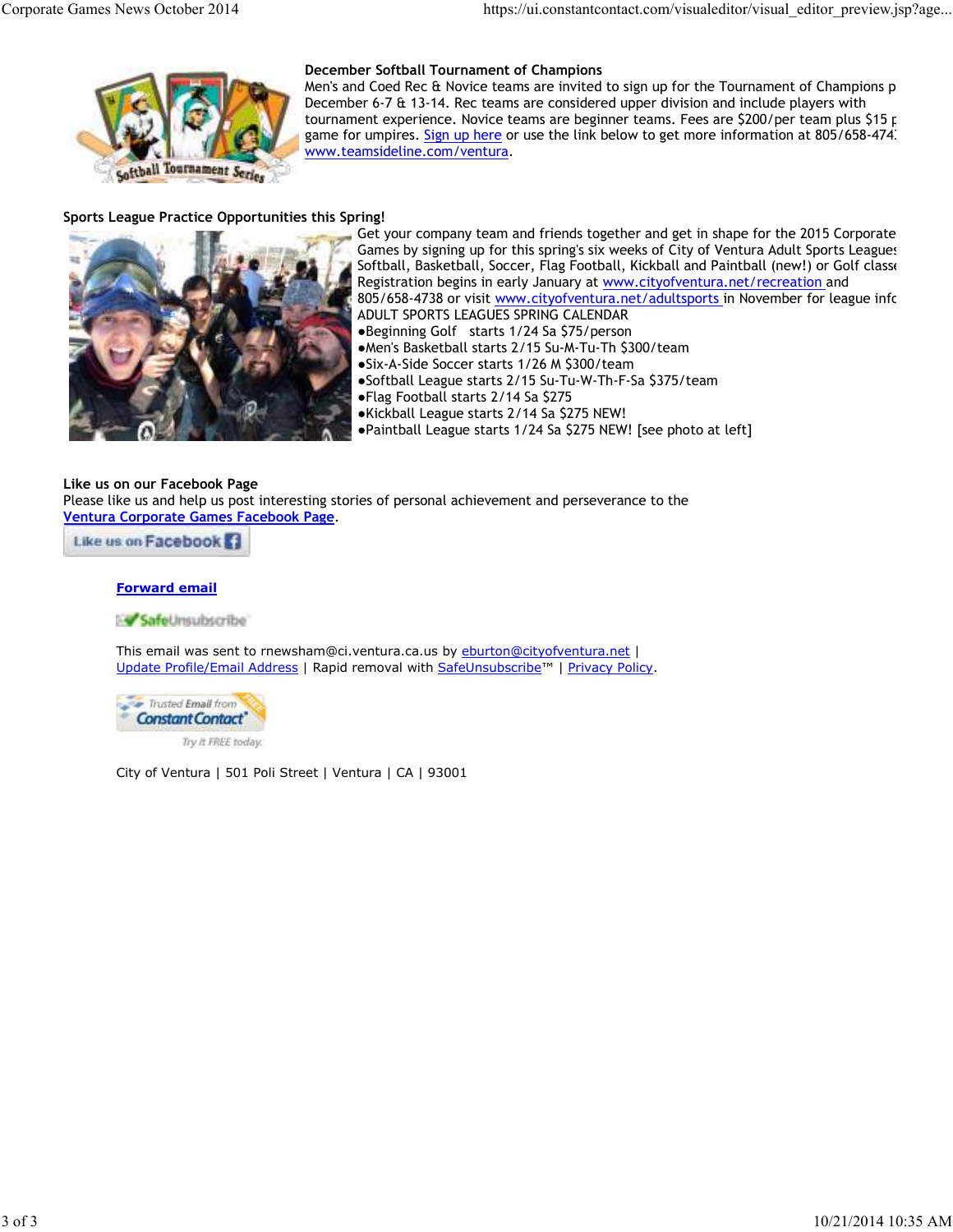**December Softball Tournament of Champions**

Men's and Coed Rec & Novice teams are invited to sign up for the Tournament of Champions p December 6-7 & 13-14. Rec teams are considered upper division and include players with tournament experience. Novice teams are beginner teams. Fees are $200/per team plus $15 p game for umpires. Sign up here or use the link below to get more information at 805/658-474 www.teamsideline.com/ventura.

**Sports League Practice Opportunities this Spring!**

Get your company team and friends together and get in shape for the 2015 Corporate Games by signing up for this spring's six weeks of City of Ventura Adult Sports Leagues Softball, Basketball, Soccer, Flag Football, Kickball and Paintball (new!) or Golf classe Registration begins in early January at www.cityofventura.net/recreation and 805/658-4738 or visit www.cityofventura.net/adultsports in November for league info

ADULT SPORTS LEAGUES SPRING CALENDAR

- Beginning Golf starts 1/24 Sa $75/person
- Men's Basketball starts 2/15 Su-M-Tu-Th $300/team
- Six-A-Side Soccer starts 1/26 M $300/team
- Softball League starts 2/15 Su-Tu-W-Th-F-Sa $375/team
- Flag Football starts 2/14 Sa $275
- Kickball League starts 2/14 Sa $275 NEW!
- Paintball League starts 1/24 Sa $275 NEW! [see photo at left]

**Like us on our Facebook Page**

Please like us and help us post interesting stories of personal achievement and perseverance to the Ventura Corporate Games Facebook Page.

Like us on Facebook

**Forward email**

SafeUnsubscribe

This email was sent to rnewsham@ci.ventura.ca.us by eburton@cityofventura.net | Update Profile/Email Address | Rapid removal with SafeUnsubscribe™ | Privacy Policy.

Trusted Email from Constant Contact

Try it FREE today.

City of Ventura | 501 Poli Street | Ventura | CA | 93001